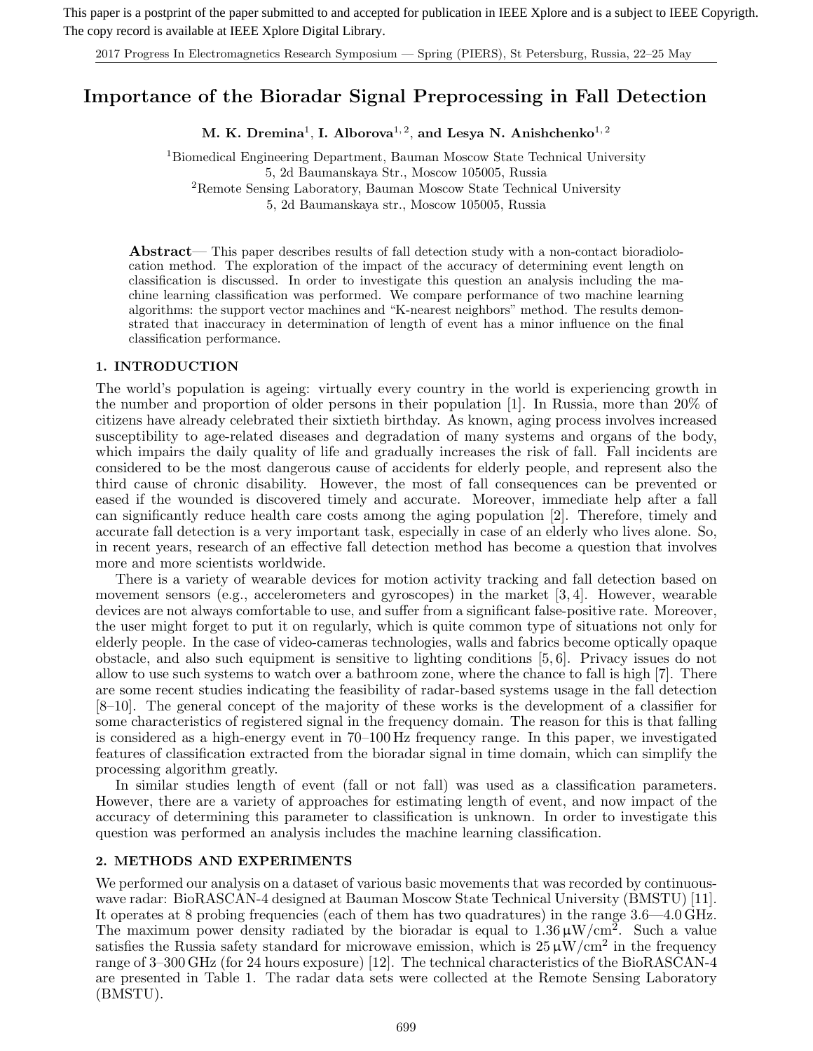This paper is a postprint of the paper submitted to and accepted for publication in IEEE Xplore and is a subject to IEEE Copyrigth. The copy record is available at IEEE Xplore Digital Library.

# Importance of the Bioradar Signal Preprocessing in Fall Detection

**M. K. Dremina**[1], **I. Alborova**[1,2], **and Lesya N. Anishchenko**[1,2]

[1]Biomedical Engineering Department, Bauman Moscow State Technical University
5, 2d Baumanskaya Str., Moscow 105005, Russia
[2]Remote Sensing Laboratory, Bauman Moscow State Technical University
5, 2d Baumanskaya str., Moscow 105005, Russia

**Abstract**— This paper describes results of fall detection study with a non-contact bioradiolocation method. The exploration of the impact of the accuracy of determining event length on classification is discussed. In order to investigate this question an analysis including the machine learning classification was performed. We compare performance of two machine learning algorithms: the support vector machines and "K-nearest neighbors" method. The results demonstrated that inaccuracy in determination of length of event has a minor influence on the final classification performance.

## 1. INTRODUCTION

The world's population is ageing: virtually every country in the world is experiencing growth in the number and proportion of older persons in their population [1]. In Russia, more than 20% of citizens have already celebrated their sixtieth birthday. As known, aging process involves increased susceptibility to age-related diseases and degradation of many systems and organs of the body, which impairs the daily quality of life and gradually increases the risk of fall. Fall incidents are considered to be the most dangerous cause of accidents for elderly people, and represent also the third cause of chronic disability. However, the most of fall consequences can be prevented or eased if the wounded is discovered timely and accurate. Moreover, immediate help after a fall can significantly reduce health care costs among the aging population [2]. Therefore, timely and accurate fall detection is a very important task, especially in case of an elderly who lives alone. So, in recent years, research of an effective fall detection method has become a question that involves more and more scientists worldwide.

There is a variety of wearable devices for motion activity tracking and fall detection based on movement sensors (e.g., accelerometers and gyroscopes) in the market [3, 4]. However, wearable devices are not always comfortable to use, and suffer from a significant false-positive rate. Moreover, the user might forget to put it on regularly, which is quite common type of situations not only for elderly people. In the case of video-cameras technologies, walls and fabrics become optically opaque obstacle, and also such equipment is sensitive to lighting conditions [5, 6]. Privacy issues do not allow to use such systems to watch over a bathroom zone, where the chance to fall is high [7]. There are some recent studies indicating the feasibility of radar-based systems usage in the fall detection [8–10]. The general concept of the majority of these works is the development of a classifier for some characteristics of registered signal in the frequency domain. The reason for this is that falling is considered as a high-energy event in 70–100 Hz frequency range. In this paper, we investigated features of classification extracted from the bioradar signal in time domain, which can simplify the processing algorithm greatly.

In similar studies length of event (fall or not fall) was used as a classification parameters. However, there are a variety of approaches for estimating length of event, and now impact of the accuracy of determining this parameter to classification is unknown. In order to investigate this question was performed an analysis includes the machine learning classification.

## 2. METHODS AND EXPERIMENTS

We performed our analysis on a dataset of various basic movements that was recorded by continuous-wave radar: BioRASCAN-4 designed at Bauman Moscow State Technical University (BMSTU) [11]. It operates at 8 probing frequencies (each of them has two quadratures) in the range 3.6—4.0 GHz. The maximum power density radiated by the bioradar is equal to 1.36 $\mu$W/cm$^2$. Such a value satisfies the Russia safety standard for microwave emission, which is 25 $\mu$W/cm$^2$ in the frequency range of 3–300 GHz (for 24 hours exposure) [12]. The technical characteristics of the BioRASCAN-4 are presented in Table 1. The radar data sets were collected at the Remote Sensing Laboratory (BMSTU).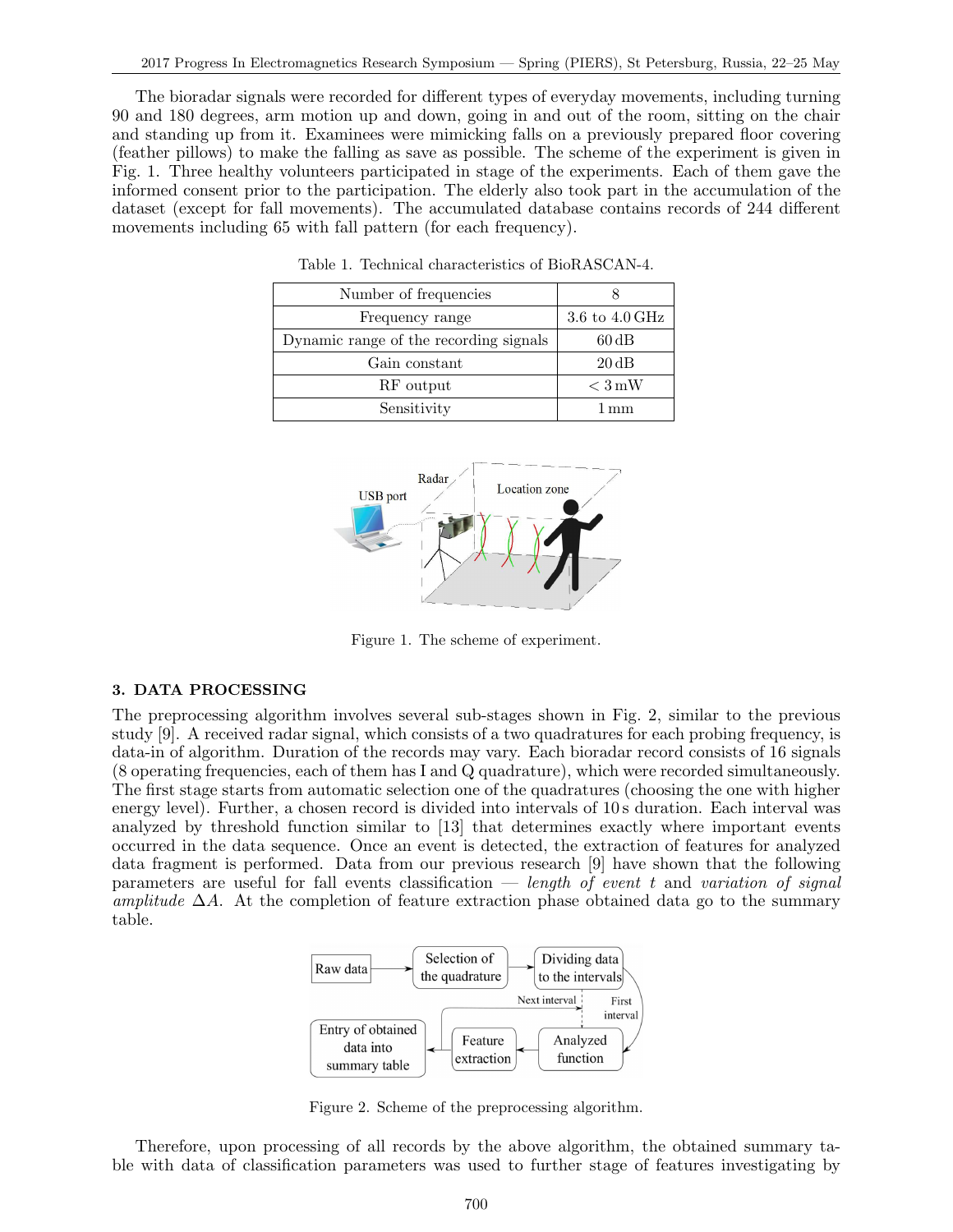The bioradar signals were recorded for different types of everyday movements, including turning 90 and 180 degrees, arm motion up and down, going in and out of the room, sitting on the chair and standing up from it. Examinees were mimicking falls on a previously prepared floor covering (feather pillows) to make the falling as save as possible. The scheme of the experiment is given in Fig. 1. Three healthy volunteers participated in stage of the experiments. Each of them gave the informed consent prior to the participation. The elderly also took part in the accumulation of the dataset (except for fall movements). The accumulated database contains records of 244 different movements including 65 with fall pattern (for each frequency).

Table 1. Technical characteristics of BioRASCAN-4.

| Parameter | Value |
|---|---|
| Number of frequencies | 8 |
| Frequency range | 3.6 to 4.0 GHz |
| Dynamic range of the recording signals | 60 dB |
| Gain constant | 20 dB |
| RF output | < 3 mW |
| Sensitivity | 1 mm |

Figure 1. The scheme of experiment.

## 3. DATA PROCESSING

The preprocessing algorithm involves several sub-stages shown in Fig. 2, similar to the previous study [9]. A received radar signal, which consists of a two quadratures for each probing frequency, is data-in of algorithm. Duration of the records may vary. Each bioradar record consists of 16 signals (8 operating frequencies, each of them has I and Q quadrature), which were recorded simultaneously. The first stage starts from automatic selection one of the quadratures (choosing the one with higher energy level). Further, a chosen record is divided into intervals of 10 s duration. Each interval was analyzed by threshold function similar to [13] that determines exactly where important events occurred in the data sequence. Once an event is detected, the extraction of features for analyzed data fragment is performed. Data from our previous research [9] have shown that the following parameters are useful for fall events classification — *length of event* $t$ and *variation of signal amplitude* $\Delta A$. At the completion of feature extraction phase obtained data go to the summary table.

Figure 2. Scheme of the preprocessing algorithm.

Therefore, upon processing of all records by the above algorithm, the obtained summary table with data of classification parameters was used to further stage of features investigating by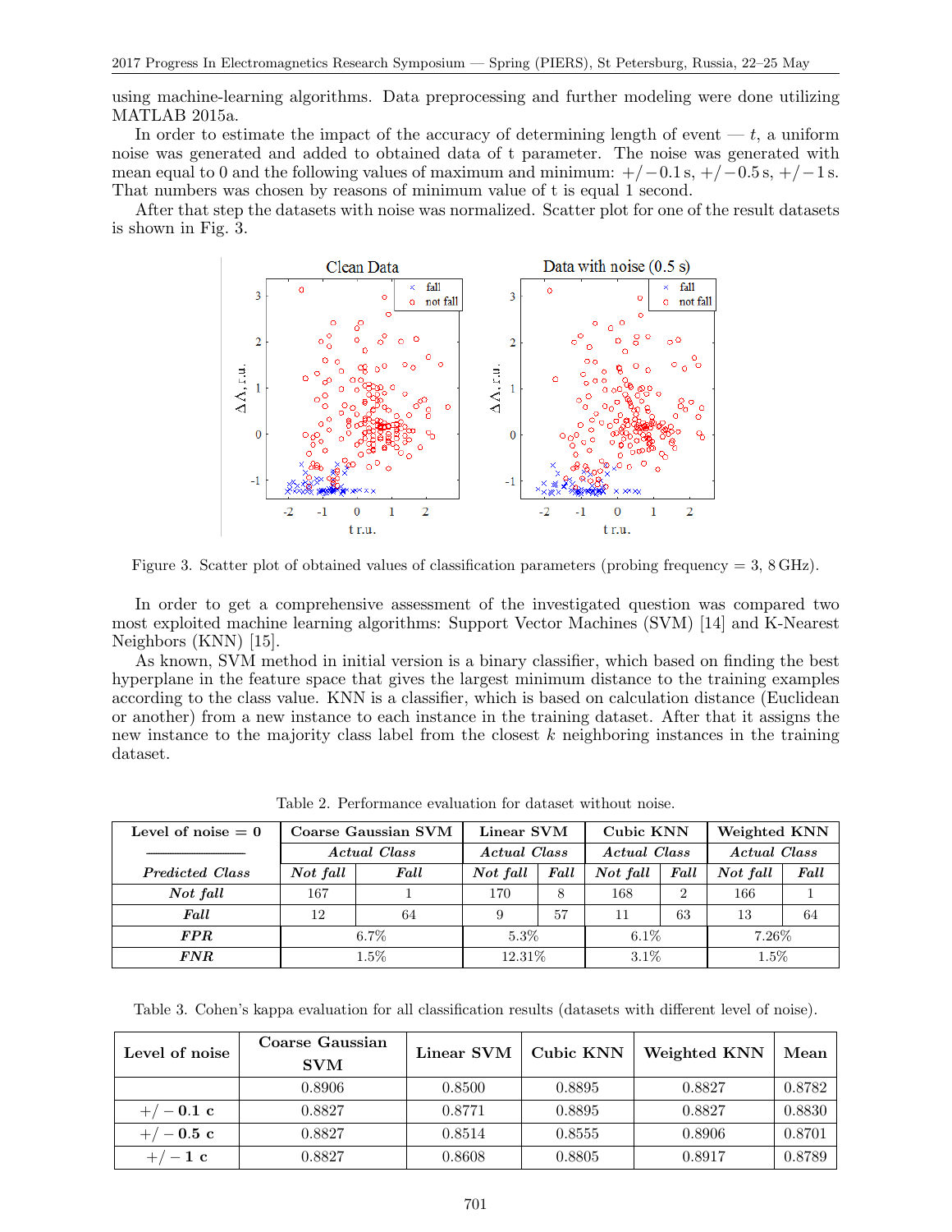using machine-learning algorithms. Data preprocessing and further modeling were done utilizing MATLAB 2015a.

In order to estimate the impact of the accuracy of determining length of event — $t$, a uniform noise was generated and added to obtained data of t parameter. The noise was generated with mean equal to 0 and the following values of maximum and minimum: $+/-0.1$ s, $+/-0.5$ s, $+/-1$ s. That numbers was chosen by reasons of minimum value of t is equal 1 second.

After that step the datasets with noise was normalized. Scatter plot for one of the result datasets is shown in Fig. 3.

Figure 3. Scatter plot of obtained values of classification parameters (probing frequency = 3, 8 GHz).

In order to get a comprehensive assessment of the investigated question was compared two most exploited machine learning algorithms: Support Vector Machines (SVM) [14] and K-Nearest Neighbors (KNN) [15].

As known, SVM method in initial version is a binary classifier, which based on finding the best hyperplane in the feature space that gives the largest minimum distance to the training examples according to the class value. KNN is a classifier, which is based on calculation distance (Euclidean or another) from a new instance to each instance in the training dataset. After that it assigns the new instance to the majority class label from the closest $k$ neighboring instances in the training dataset.

Table 2. Performance evaluation for dataset without noise.

| **Level of noise = 0** | **Coarse Gaussian SVM** | | **Linear SVM** | | **Cubic KNN** | | **Weighted KNN** | |
|---|---|---|---|---|---|---|---|---|
| | ***Actual Class*** | | ***Actual Class*** | | ***Actual Class*** | | ***Actual Class*** | |
| ***Predicted Class*** | ***Not fall*** | ***Fall*** | ***Not fall*** | ***Fall*** | ***Not fall*** | ***Fall*** | ***Not fall*** | ***Fall*** |
| ***Not fall*** | 167 | 1 | 170 | 8 | 168 | 2 | 166 | 1 |
| ***Fall*** | 12 | 64 | 9 | 57 | 11 | 63 | 13 | 64 |
| ***FPR*** | 6.7% | | 5.3% | | 6.1% | | 7.26% | |
| ***FNR*** | 1.5% | | 12.31% | | 3.1% | | 1.5% | |

Table 3. Cohen's kappa evaluation for all classification results (datasets with different level of noise).

| **Level of noise** | **Coarse Gaussian SVM** | **Linear SVM** | **Cubic KNN** | **Weighted KNN** | **Mean** |
|---|---|---|---|---|---|
| | 0.8906 | 0.8500 | 0.8895 | 0.8827 | 0.8782 |
| $+/-$ **0.1 c** | 0.8827 | 0.8771 | 0.8895 | 0.8827 | 0.8830 |
| $+/-$ **0.5 c** | 0.8827 | 0.8514 | 0.8555 | 0.8906 | 0.8701 |
| $+/-$ **1 c** | 0.8827 | 0.8608 | 0.8805 | 0.8917 | 0.8789 |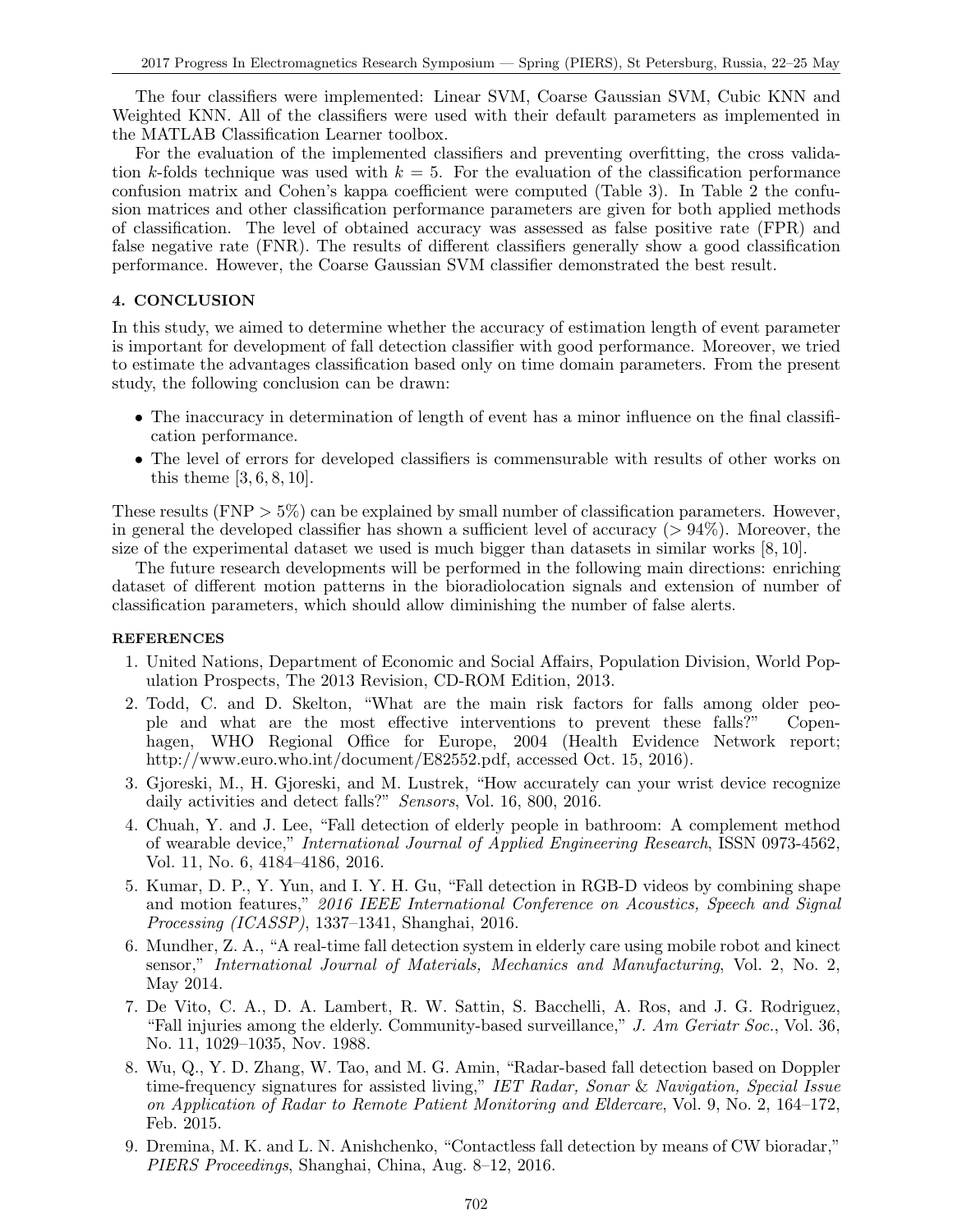The four classifiers were implemented: Linear SVM, Coarse Gaussian SVM, Cubic KNN and Weighted KNN. All of the classifiers were used with their default parameters as implemented in the MATLAB Classification Learner toolbox.

For the evaluation of the implemented classifiers and preventing overfitting, the cross validation $k$-folds technique was used with $k = 5$. For the evaluation of the classification performance confusion matrix and Cohen's kappa coefficient were computed (Table 3). In Table 2 the confusion matrices and other classification performance parameters are given for both applied methods of classification. The level of obtained accuracy was assessed as false positive rate (FPR) and false negative rate (FNR). The results of different classifiers generally show a good classification performance. However, the Coarse Gaussian SVM classifier demonstrated the best result.

## 4. CONCLUSION

In this study, we aimed to determine whether the accuracy of estimation length of event parameter is important for development of fall detection classifier with good performance. Moreover, we tried to estimate the advantages classification based only on time domain parameters. From the present study, the following conclusion can be drawn:

- The inaccuracy in determination of length of event has a minor influence on the final classification performance.
- The level of errors for developed classifiers is commensurable with results of other works on this theme [3, 6, 8, 10].

These results (FNP $> 5\%$) can be explained by small number of classification parameters. However, in general the developed classifier has shown a sufficient level of accuracy ($> 94\%$). Moreover, the size of the experimental dataset we used is much bigger than datasets in similar works [8, 10].

The future research developments will be performed in the following main directions: enriching dataset of different motion patterns in the bioradiolocation signals and extension of number of classification parameters, which should allow diminishing the number of false alerts.

## REFERENCES

1. United Nations, Department of Economic and Social Affairs, Population Division, World Population Prospects, The 2013 Revision, CD-ROM Edition, 2013.
2. Todd, C. and D. Skelton, "What are the main risk factors for falls among older people and what are the most effective interventions to prevent these falls?" Copenhagen, WHO Regional Office for Europe, 2004 (Health Evidence Network report; http://www.euro.who.int/document/E82552.pdf, accessed Oct. 15, 2016).
3. Gjoreski, M., H. Gjoreski, and M. Lustrek, "How accurately can your wrist device recognize daily activities and detect falls?" *Sensors*, Vol. 16, 800, 2016.
4. Chuah, Y. and J. Lee, "Fall detection of elderly people in bathroom: A complement method of wearable device," *International Journal of Applied Engineering Research*, ISSN 0973-4562, Vol. 11, No. 6, 4184–4186, 2016.
5. Kumar, D. P., Y. Yun, and I. Y. H. Gu, "Fall detection in RGB-D videos by combining shape and motion features," *2016 IEEE International Conference on Acoustics, Speech and Signal Processing (ICASSP)*, 1337–1341, Shanghai, 2016.
6. Mundher, Z. A., "A real-time fall detection system in elderly care using mobile robot and kinect sensor," *International Journal of Materials, Mechanics and Manufacturing*, Vol. 2, No. 2, May 2014.
7. De Vito, C. A., D. A. Lambert, R. W. Sattin, S. Bacchelli, A. Ros, and J. G. Rodriguez, "Fall injuries among the elderly. Community-based surveillance," *J. Am Geriatr Soc.*, Vol. 36, No. 11, 1029–1035, Nov. 1988.
8. Wu, Q., Y. D. Zhang, W. Tao, and M. G. Amin, "Radar-based fall detection based on Doppler time-frequency signatures for assisted living," *IET Radar, Sonar & Navigation, Special Issue on Application of Radar to Remote Patient Monitoring and Eldercare*, Vol. 9, No. 2, 164–172, Feb. 2015.
9. Dremina, M. K. and L. N. Anishchenko, "Contactless fall detection by means of CW bioradar," *PIERS Proceedings*, Shanghai, China, Aug. 8–12, 2016.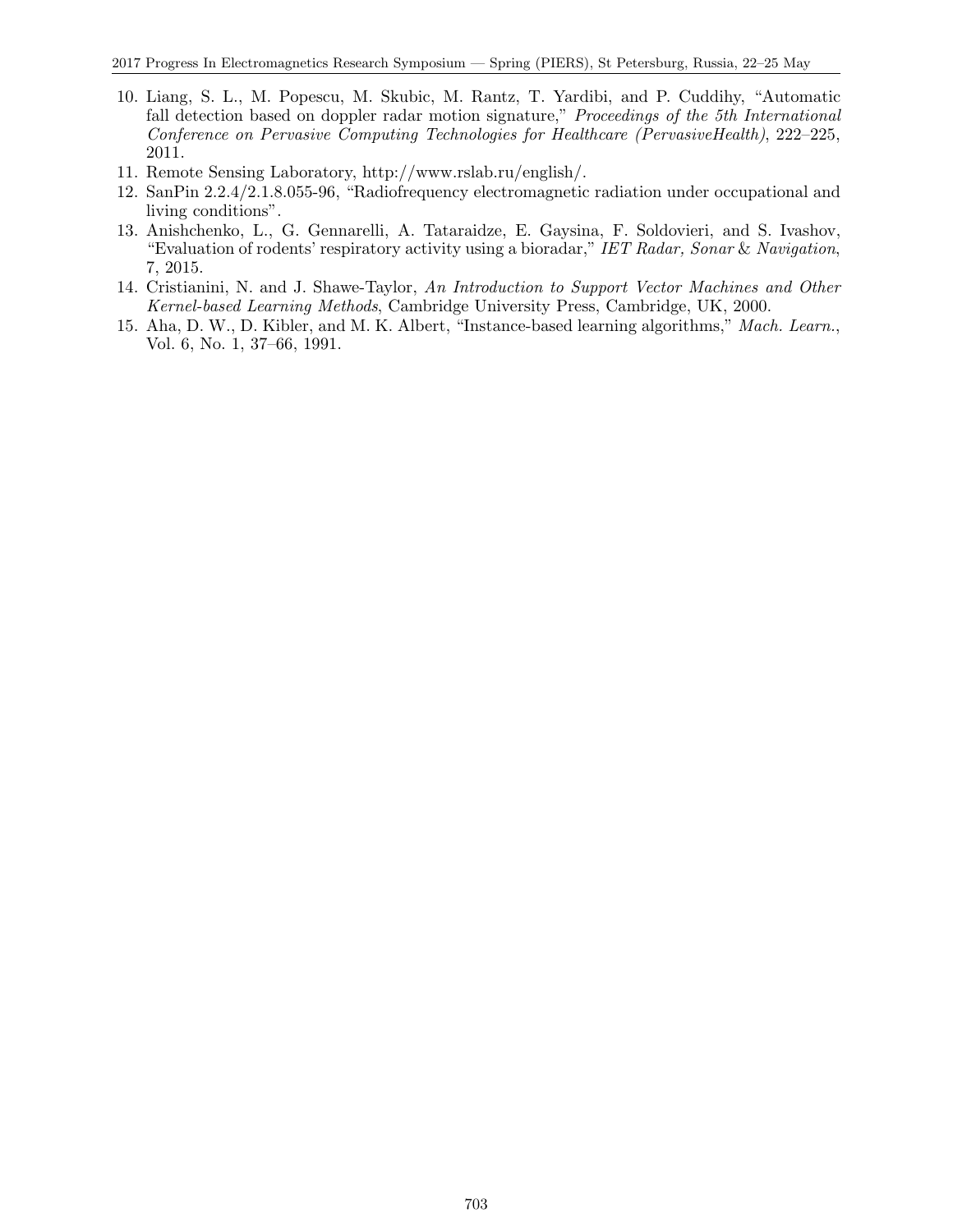10. Liang, S. L., M. Popescu, M. Skubic, M. Rantz, T. Yardibi, and P. Cuddihy, "Automatic fall detection based on doppler radar motion signature," *Proceedings of the 5th International Conference on Pervasive Computing Technologies for Healthcare (PervasiveHealth)*, 222–225, 2011.
11. Remote Sensing Laboratory, http://www.rslab.ru/english/.
12. SanPin 2.2.4/2.1.8.055-96, "Radiofrequency electromagnetic radiation under occupational and living conditions".
13. Anishchenko, L., G. Gennarelli, A. Tataraidze, E. Gaysina, F. Soldovieri, and S. Ivashov, "Evaluation of rodents' respiratory activity using a bioradar," *IET Radar, Sonar & Navigation*, 7, 2015.
14. Cristianini, N. and J. Shawe-Taylor, *An Introduction to Support Vector Machines and Other Kernel-based Learning Methods*, Cambridge University Press, Cambridge, UK, 2000.
15. Aha, D. W., D. Kibler, and M. K. Albert, "Instance-based learning algorithms," *Mach. Learn.*, Vol. 6, No. 1, 37–66, 1991.